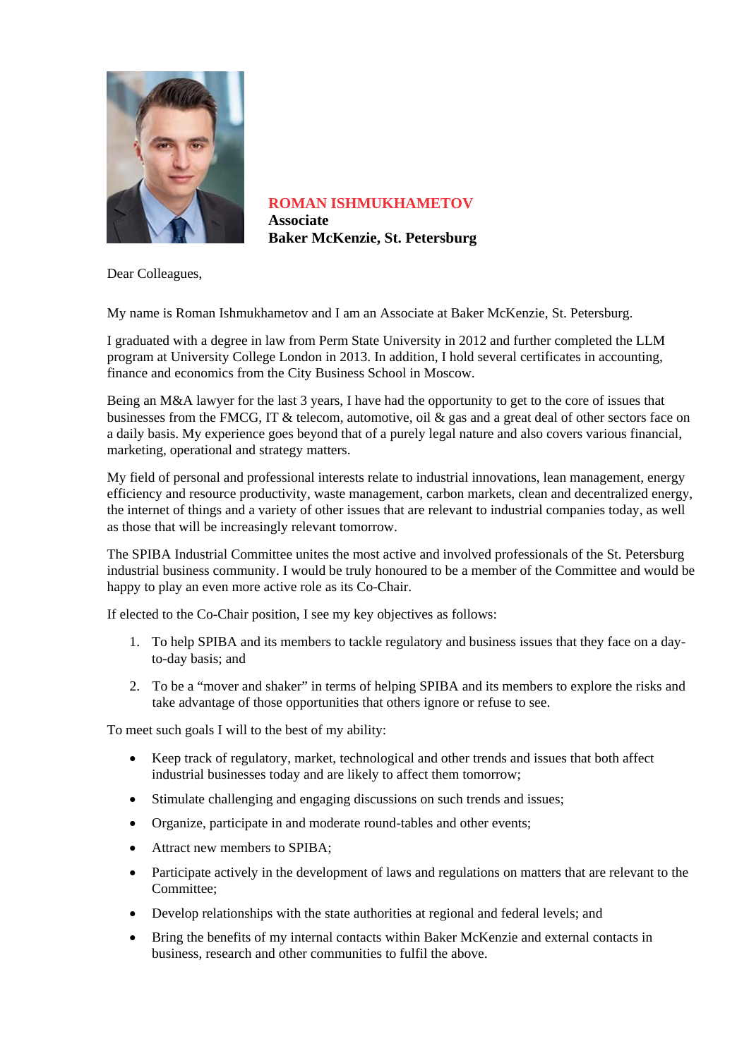**ROMAN ISHMUKHAMETOV**
**Associate**
**Baker McKenzie, St. Petersburg**

Dear Colleagues,

My name is Roman Ishmukhametov and I am an Associate at Baker McKenzie, St. Petersburg.

I graduated with a degree in law from Perm State University in 2012 and further completed the LLM program at University College London in 2013. In addition, I hold several certificates in accounting, finance and economics from the City Business School in Moscow.

Being an M&A lawyer for the last 3 years, I have had the opportunity to get to the core of issues that businesses from the FMCG, IT & telecom, automotive, oil & gas and a great deal of other sectors face on a daily basis. My experience goes beyond that of a purely legal nature and also covers various financial, marketing, operational and strategy matters.

My field of personal and professional interests relate to industrial innovations, lean management, energy efficiency and resource productivity, waste management, carbon markets, clean and decentralized energy, the internet of things and a variety of other issues that are relevant to industrial companies today, as well as those that will be increasingly relevant tomorrow.

The SPIBA Industrial Committee unites the most active and involved professionals of the St. Petersburg industrial business community. I would be truly honoured to be a member of the Committee and would be happy to play an even more active role as its Co-Chair.

If elected to the Co-Chair position, I see my key objectives as follows:

1. To help SPIBA and its members to tackle regulatory and business issues that they face on a day-to-day basis; and

2. To be a "mover and shaker" in terms of helping SPIBA and its members to explore the risks and take advantage of those opportunities that others ignore or refuse to see.

To meet such goals I will to the best of my ability:

- Keep track of regulatory, market, technological and other trends and issues that both affect industrial businesses today and are likely to affect them tomorrow;
- Stimulate challenging and engaging discussions on such trends and issues;
- Organize, participate in and moderate round-tables and other events;
- Attract new members to SPIBA;
- Participate actively in the development of laws and regulations on matters that are relevant to the Committee;
- Develop relationships with the state authorities at regional and federal levels; and
- Bring the benefits of my internal contacts within Baker McKenzie and external contacts in business, research and other communities to fulfil the above.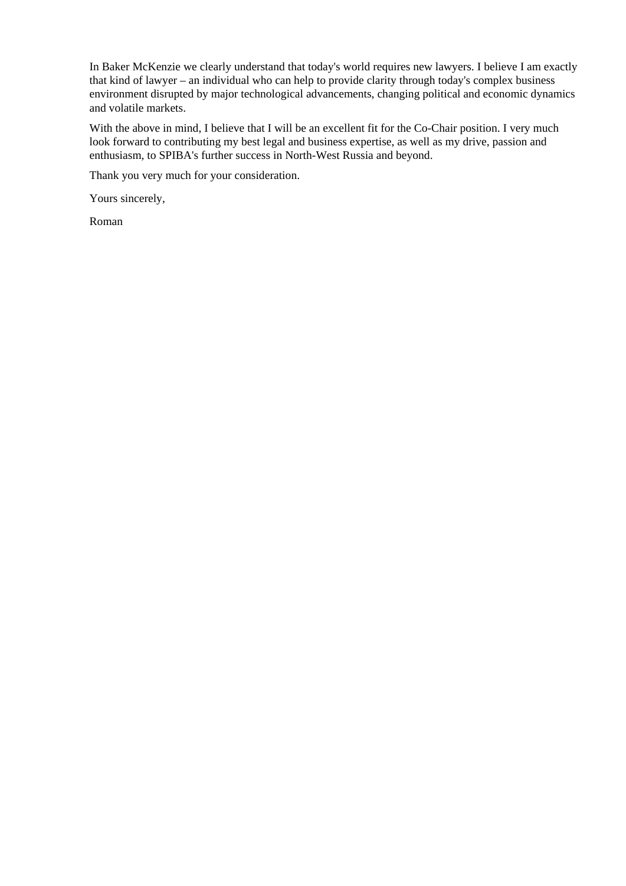In Baker McKenzie we clearly understand that today's world requires new lawyers. I believe I am exactly that kind of lawyer – an individual who can help to provide clarity through today's complex business environment disrupted by major technological advancements, changing political and economic dynamics and volatile markets.

With the above in mind, I believe that I will be an excellent fit for the Co-Chair position. I very much look forward to contributing my best legal and business expertise, as well as my drive, passion and enthusiasm, to SPIBA's further success in North-West Russia and beyond.

Thank you very much for your consideration.

Yours sincerely,

Roman